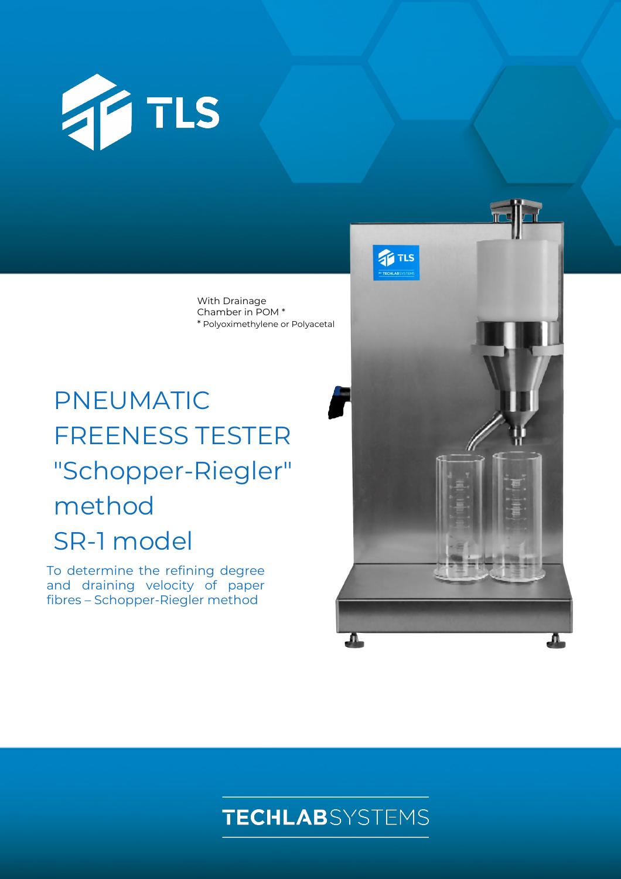TLS

With Drainage Chamber in POM *
* Polyoximethylene or Polyacetal

# PNEUMATIC FREENESS TESTER "Schopper-Riegler" method SR-1 model

To determine the refining degree and draining velocity of paper fibres – Schopper-Riegler method

TECHLABSYSTEMS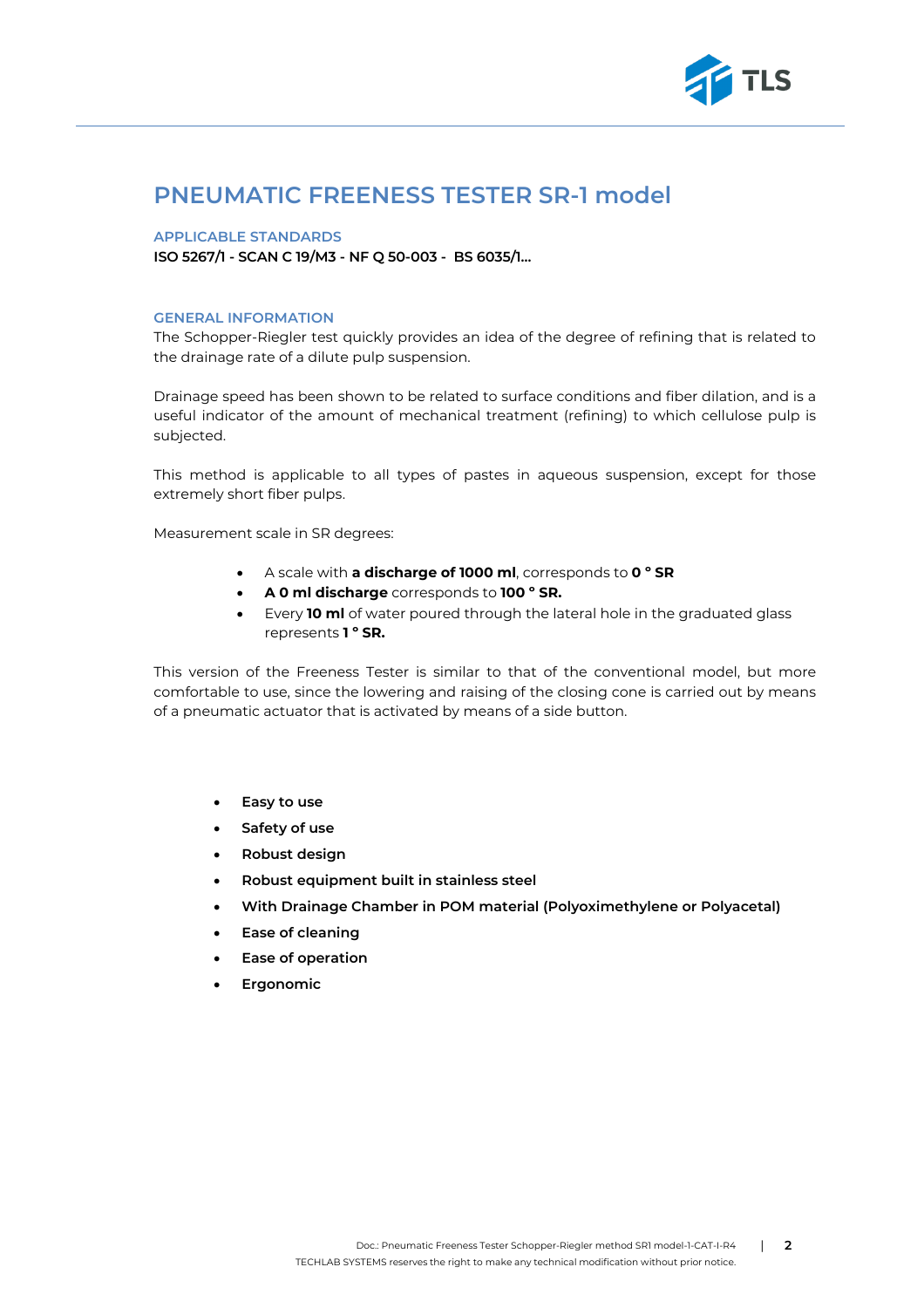# PNEUMATIC FREENESS TESTER SR-1 model

## APPLICABLE STANDARDS

**ISO 5267/1 - SCAN C 19/M3 - NF Q 50-003 - BS 6035/1...**

## GENERAL INFORMATION

The Schopper-Riegler test quickly provides an idea of the degree of refining that is related to the drainage rate of a dilute pulp suspension.

Drainage speed has been shown to be related to surface conditions and fiber dilation, and is a useful indicator of the amount of mechanical treatment (refining) to which cellulose pulp is subjected.

This method is applicable to all types of pastes in aqueous suspension, except for those extremely short fiber pulps.

Measurement scale in SR degrees:

- A scale with **a discharge of 1000 ml**, corresponds to **0 ° SR**
- **A 0 ml discharge** corresponds to **100 ° SR.**
- Every **10 ml** of water poured through the lateral hole in the graduated glass represents **1 ° SR.**

This version of the Freeness Tester is similar to that of the conventional model, but more comfortable to use, since the lowering and raising of the closing cone is carried out by means of a pneumatic actuator that is activated by means of a side button.

- **Easy to use**
- **Safety of use**
- **Robust design**
- **Robust equipment built in stainless steel**
- **With Drainage Chamber in POM material (Polyoximethylene or Polyacetal)**
- **Ease of cleaning**
- **Ease of operation**
- **Ergonomic**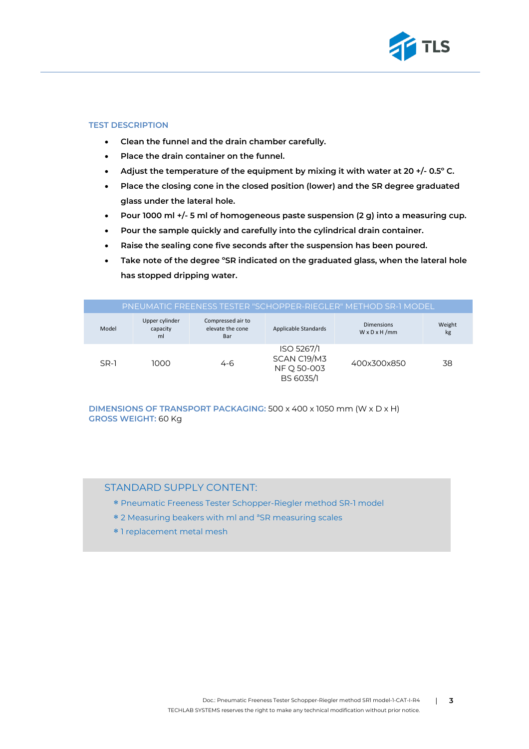## TEST DESCRIPTION

- **Clean the funnel and the drain chamber carefully.**
- **Place the drain container on the funnel.**
- **Adjust the temperature of the equipment by mixing it with water at 20 +/- 0.5° C.**
- **Place the closing cone in the closed position (lower) and the SR degree graduated glass under the lateral hole.**
- **Pour 1000 ml +/- 5 ml of homogeneous paste suspension (2 g) into a measuring cup.**
- **Pour the sample quickly and carefully into the cylindrical drain container.**
- **Raise the sealing cone five seconds after the suspension has been poured.**
- **Take note of the degree °SR indicated on the graduated glass, when the lateral hole has stopped dripping water.**

PNEUMATIC FREENESS TESTER "SCHOPPER-RIEGLER" METHOD SR-1 MODEL

| Model | Upper cylinder capacity ml | Compressed air to elevate the cone Bar | Applicable Standards | Dimensions W x D x H /mm | Weight kg |
|---|---|---|---|---|---|
| SR-1 | 1000 | 4-6 | ISO 5267/1<br>SCAN C19/M3<br>NF Q 50-003<br>BS 6035/1 | 400x300x850 | 38 |

**DIMENSIONS OF TRANSPORT PACKAGING:** 500 x 400 x 1050 mm (W x D x H)
**GROSS WEIGHT:** 60 Kg

## STANDARD SUPPLY CONTENT:

* Pneumatic Freeness Tester Schopper-Riegler method SR-1 model
* 2 Measuring beakers with ml and ªSR measuring scales
* 1 replacement metal mesh